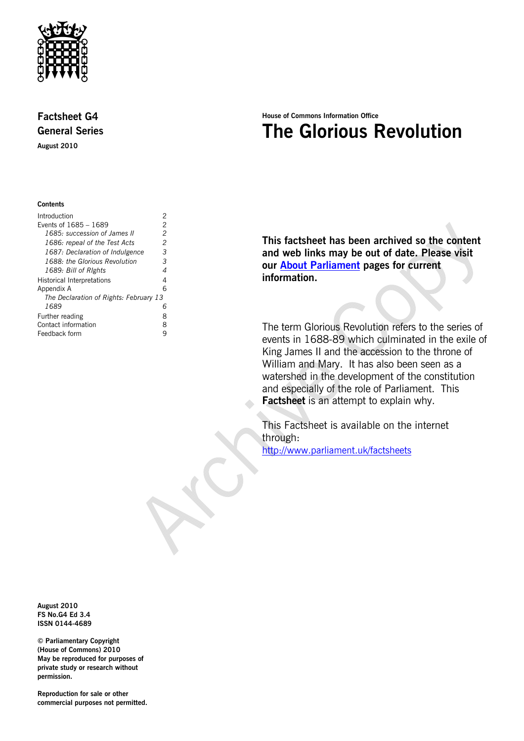**Factsheet G4**
**General Series**
**August 2010**

House of Commons Information Office

# The Glorious Revolution

**Contents**

| | |
|---|---|
| Introduction | 2 |
| Events of 1685 – 1689 | 2 |
| *1685: succession of James II* | *2* |
| *1686: repeal of the Test Acts* | *2* |
| *1687: Declaration of Indulgence* | *3* |
| *1688: the Glorious Revolution* | *3* |
| *1689: Bill of RIghts* | *4* |
| Historical Interpretations | 4 |
| Appendix A | 6 |
| *The Declaration of Rights: February 13 1689* | *6* |
| Further reading | 8 |
| Contact information | 8 |
| Feedback form | 9 |

**This factsheet has been archived so the content and web links may be out of date. Please visit our About Parliament pages for current information.**

The term Glorious Revolution refers to the series of events in 1688-89 which culminated in the exile of King James II and the accession to the throne of William and Mary. It has also been seen as a watershed in the development of the constitution and especially of the role of Parliament. This **Factsheet** is an attempt to explain why.

This Factsheet is available on the internet through:
http://www.parliament.uk/factsheets

**August 2010**
**FS No.G4 Ed 3.4**
**ISSN 0144-4689**

**© Parliamentary Copyright (House of Commons) 2010**
**May be reproduced for purposes of private study or research without permission.**

**Reproduction for sale or other commercial purposes not permitted.**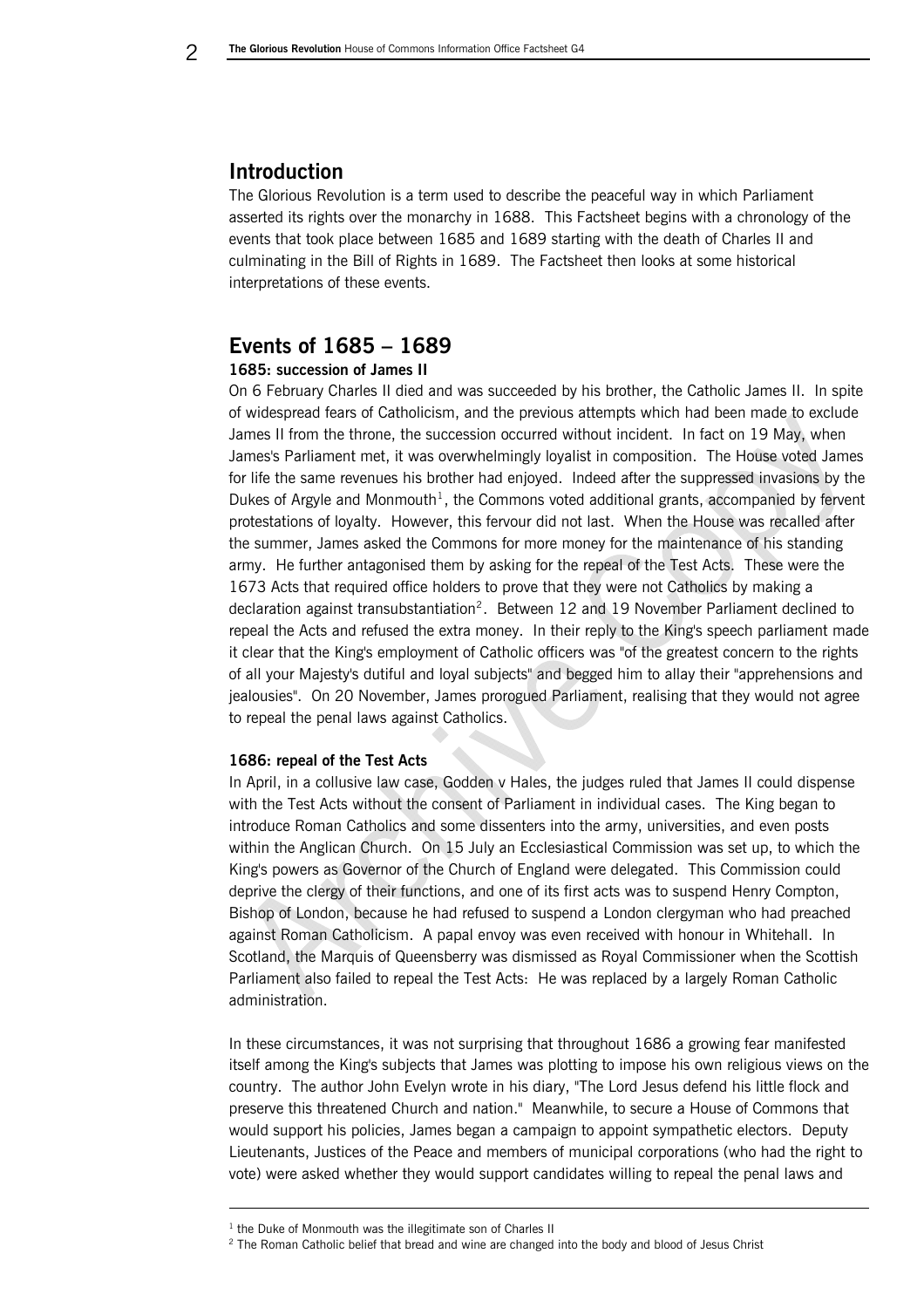## Introduction

The Glorious Revolution is a term used to describe the peaceful way in which Parliament asserted its rights over the monarchy in 1688. This Factsheet begins with a chronology of the events that took place between 1685 and 1689 starting with the death of Charles II and culminating in the Bill of Rights in 1689. The Factsheet then looks at some historical interpretations of these events.

## Events of 1685 – 1689

### 1685: succession of James II

On 6 February Charles II died and was succeeded by his brother, the Catholic James II. In spite of widespread fears of Catholicism, and the previous attempts which had been made to exclude James II from the throne, the succession occurred without incident. In fact on 19 May, when James's Parliament met, it was overwhelmingly loyalist in composition. The House voted James for life the same revenues his brother had enjoyed. Indeed after the suppressed invasions by the Dukes of Argyle and Monmouth[1], the Commons voted additional grants, accompanied by fervent protestations of loyalty. However, this fervour did not last. When the House was recalled after the summer, James asked the Commons for more money for the maintenance of his standing army. He further antagonised them by asking for the repeal of the Test Acts. These were the 1673 Acts that required office holders to prove that they were not Catholics by making a declaration against transubstantiation[2]. Between 12 and 19 November Parliament declined to repeal the Acts and refused the extra money. In their reply to the King's speech parliament made it clear that the King's employment of Catholic officers was "of the greatest concern to the rights of all your Majesty's dutiful and loyal subjects" and begged him to allay their "apprehensions and jealousies". On 20 November, James prorogued Parliament, realising that they would not agree to repeal the penal laws against Catholics.

### 1686: repeal of the Test Acts

In April, in a collusive law case, Godden v Hales, the judges ruled that James II could dispense with the Test Acts without the consent of Parliament in individual cases. The King began to introduce Roman Catholics and some dissenters into the army, universities, and even posts within the Anglican Church. On 15 July an Ecclesiastical Commission was set up, to which the King's powers as Governor of the Church of England were delegated. This Commission could deprive the clergy of their functions, and one of its first acts was to suspend Henry Compton, Bishop of London, because he had refused to suspend a London clergyman who had preached against Roman Catholicism. A papal envoy was even received with honour in Whitehall. In Scotland, the Marquis of Queensberry was dismissed as Royal Commissioner when the Scottish Parliament also failed to repeal the Test Acts: He was replaced by a largely Roman Catholic administration.

In these circumstances, it was not surprising that throughout 1686 a growing fear manifested itself among the King's subjects that James was plotting to impose his own religious views on the country. The author John Evelyn wrote in his diary, "The Lord Jesus defend his little flock and preserve this threatened Church and nation." Meanwhile, to secure a House of Commons that would support his policies, James began a campaign to appoint sympathetic electors. Deputy Lieutenants, Justices of the Peace and members of municipal corporations (who had the right to vote) were asked whether they would support candidates willing to repeal the penal laws and

---

[1] the Duke of Monmouth was the illegitimate son of Charles II

[2] The Roman Catholic belief that bread and wine are changed into the body and blood of Jesus Christ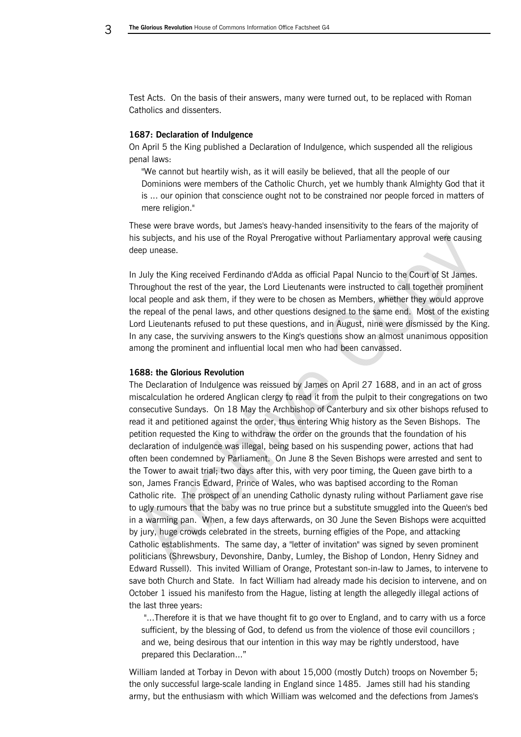Test Acts. On the basis of their answers, many were turned out, to be replaced with Roman Catholics and dissenters.

**1687: Declaration of Indulgence**

On April 5 the King published a Declaration of Indulgence, which suspended all the religious penal laws:

> "We cannot but heartily wish, as it will easily be believed, that all the people of our Dominions were members of the Catholic Church, yet we humbly thank Almighty God that it is ... our opinion that conscience ought not to be constrained nor people forced in matters of mere religion."

These were brave words, but James's heavy-handed insensitivity to the fears of the majority of his subjects, and his use of the Royal Prerogative without Parliamentary approval were causing deep unease.

In July the King received Ferdinando d'Adda as official Papal Nuncio to the Court of St James. Throughout the rest of the year, the Lord Lieutenants were instructed to call together prominent local people and ask them, if they were to be chosen as Members, whether they would approve the repeal of the penal laws, and other questions designed to the same end. Most of the existing Lord Lieutenants refused to put these questions, and in August, nine were dismissed by the King. In any case, the surviving answers to the King's questions show an almost unanimous opposition among the prominent and influential local men who had been canvassed.

**1688: the Glorious Revolution**

The Declaration of Indulgence was reissued by James on April 27 1688, and in an act of gross miscalculation he ordered Anglican clergy to read it from the pulpit to their congregations on two consecutive Sundays. On 18 May the Archbishop of Canterbury and six other bishops refused to read it and petitioned against the order, thus entering Whig history as the Seven Bishops. The petition requested the King to withdraw the order on the grounds that the foundation of his declaration of indulgence was illegal, being based on his suspending power, actions that had often been condemned by Parliament. On June 8 the Seven Bishops were arrested and sent to the Tower to await trial; two days after this, with very poor timing, the Queen gave birth to a son, James Francis Edward, Prince of Wales, who was baptised according to the Roman Catholic rite. The prospect of an unending Catholic dynasty ruling without Parliament gave rise to ugly rumours that the baby was no true prince but a substitute smuggled into the Queen's bed in a warming pan. When, a few days afterwards, on 30 June the Seven Bishops were acquitted by jury, huge crowds celebrated in the streets, burning effigies of the Pope, and attacking Catholic establishments. The same day, a "letter of invitation" was signed by seven prominent politicians (Shrewsbury, Devonshire, Danby, Lumley, the Bishop of London, Henry Sidney and Edward Russell). This invited William of Orange, Protestant son-in-law to James, to intervene to save both Church and State. In fact William had already made his decision to intervene, and on October 1 issued his manifesto from the Hague, listing at length the allegedly illegal actions of the last three years:

> "...Therefore it is that we have thought fit to go over to England, and to carry with us a force sufficient, by the blessing of God, to defend us from the violence of those evil councillors ; and we, being desirous that our intention in this way may be rightly understood, have prepared this Declaration..."

William landed at Torbay in Devon with about 15,000 (mostly Dutch) troops on November 5; the only successful large-scale landing in England since 1485. James still had his standing army, but the enthusiasm with which William was welcomed and the defections from James's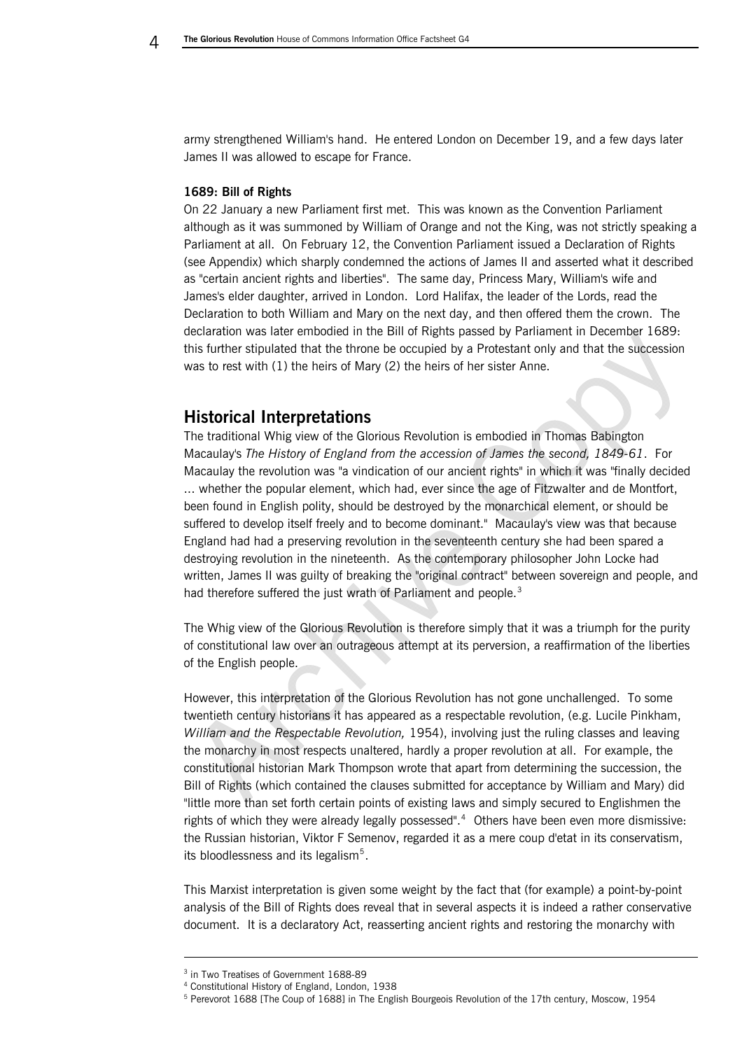army strengthened William's hand. He entered London on December 19, and a few days later James II was allowed to escape for France.

### 1689: Bill of Rights

On 22 January a new Parliament first met. This was known as the Convention Parliament although as it was summoned by William of Orange and not the King, was not strictly speaking a Parliament at all. On February 12, the Convention Parliament issued a Declaration of Rights (see Appendix) which sharply condemned the actions of James II and asserted what it described as "certain ancient rights and liberties". The same day, Princess Mary, William's wife and James's elder daughter, arrived in London. Lord Halifax, the leader of the Lords, read the Declaration to both William and Mary on the next day, and then offered them the crown. The declaration was later embodied in the Bill of Rights passed by Parliament in December 1689: this further stipulated that the throne be occupied by a Protestant only and that the succession was to rest with (1) the heirs of Mary (2) the heirs of her sister Anne.

## Historical Interpretations

The traditional Whig view of the Glorious Revolution is embodied in Thomas Babington Macaulay's *The History of England from the accession of James the second, 1849-61*. For Macaulay the revolution was "a vindication of our ancient rights" in which it was "finally decided … whether the popular element, which had, ever since the age of Fitzwalter and de Montfort, been found in English polity, should be destroyed by the monarchical element, or should be suffered to develop itself freely and to become dominant." Macaulay's view was that because England had had a preserving revolution in the seventeenth century she had been spared a destroying revolution in the nineteenth. As the contemporary philosopher John Locke had written, James II was guilty of breaking the "original contract" between sovereign and people, and had therefore suffered the just wrath of Parliament and people.[3]

The Whig view of the Glorious Revolution is therefore simply that it was a triumph for the purity of constitutional law over an outrageous attempt at its perversion, a reaffirmation of the liberties of the English people.

However, this interpretation of the Glorious Revolution has not gone unchallenged. To some twentieth century historians it has appeared as a respectable revolution, (e.g. Lucile Pinkham, *William and the Respectable Revolution,* 1954), involving just the ruling classes and leaving the monarchy in most respects unaltered, hardly a proper revolution at all. For example, the constitutional historian Mark Thompson wrote that apart from determining the succession, the Bill of Rights (which contained the clauses submitted for acceptance by William and Mary) did "little more than set forth certain points of existing laws and simply secured to Englishmen the rights of which they were already legally possessed".[4] Others have been even more dismissive: the Russian historian, Viktor F Semenov, regarded it as a mere coup d'etat in its conservatism, its bloodlessness and its legalism[5].

This Marxist interpretation is given some weight by the fact that (for example) a point-by-point analysis of the Bill of Rights does reveal that in several aspects it is indeed a rather conservative document. It is a declaratory Act, reasserting ancient rights and restoring the monarchy with

---

[3] in Two Treatises of Government 1688-89

[4] Constitutional History of England, London, 1938

[5] Perevorot 1688 [The Coup of 1688] in The English Bourgeois Revolution of the 17th century, Moscow, 1954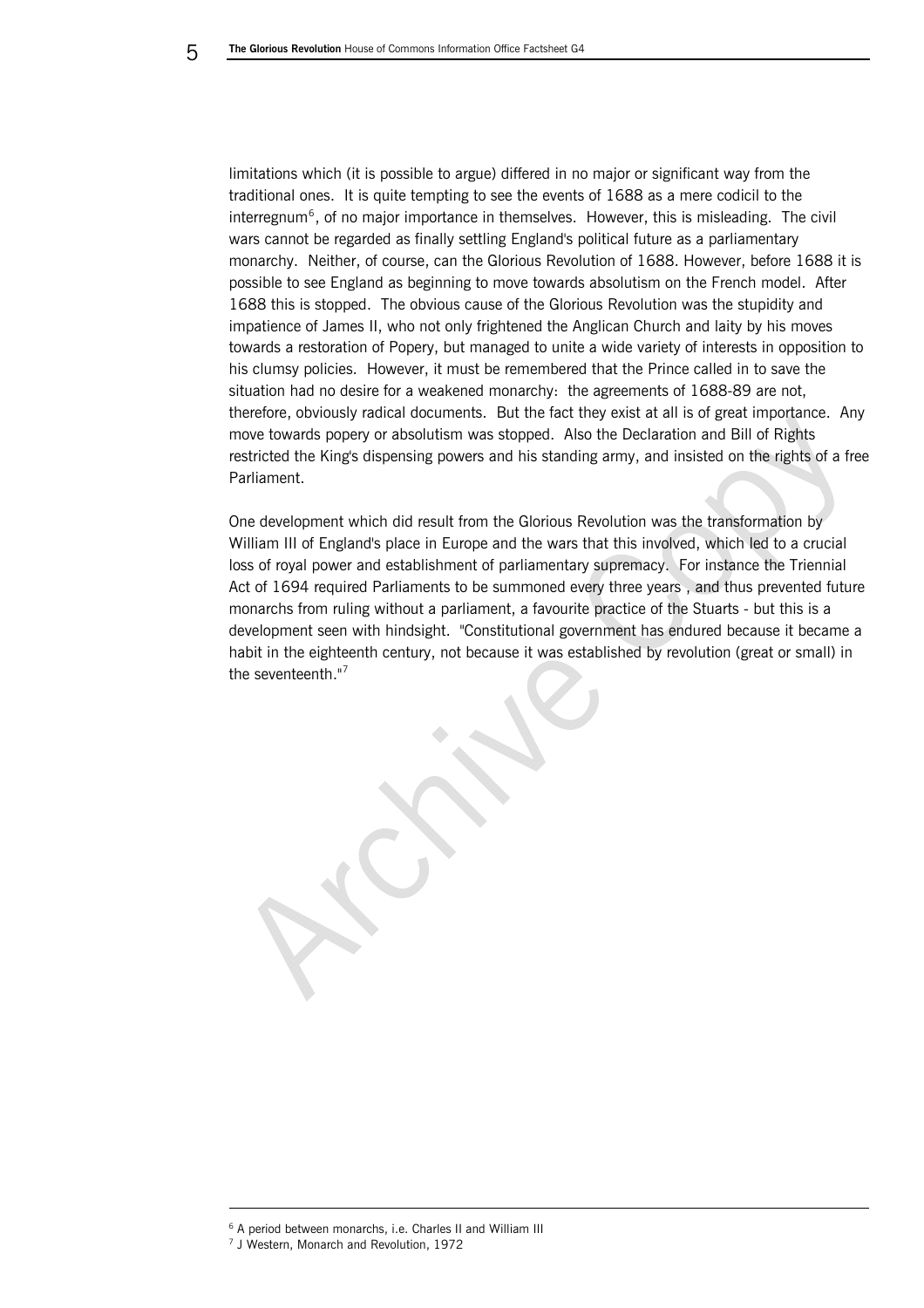limitations which (it is possible to argue) differed in no major or significant way from the traditional ones. It is quite tempting to see the events of 1688 as a mere codicil to the interregnum[6], of no major importance in themselves. However, this is misleading. The civil wars cannot be regarded as finally settling England's political future as a parliamentary monarchy. Neither, of course, can the Glorious Revolution of 1688. However, before 1688 it is possible to see England as beginning to move towards absolutism on the French model. After 1688 this is stopped. The obvious cause of the Glorious Revolution was the stupidity and impatience of James II, who not only frightened the Anglican Church and laity by his moves towards a restoration of Popery, but managed to unite a wide variety of interests in opposition to his clumsy policies. However, it must be remembered that the Prince called in to save the situation had no desire for a weakened monarchy: the agreements of 1688-89 are not, therefore, obviously radical documents. But the fact they exist at all is of great importance. Any move towards popery or absolutism was stopped. Also the Declaration and Bill of Rights restricted the King's dispensing powers and his standing army, and insisted on the rights of a free Parliament.

One development which did result from the Glorious Revolution was the transformation by William III of England's place in Europe and the wars that this involved, which led to a crucial loss of royal power and establishment of parliamentary supremacy. For instance the Triennial Act of 1694 required Parliaments to be summoned every three years , and thus prevented future monarchs from ruling without a parliament, a favourite practice of the Stuarts - but this is a development seen with hindsight. "Constitutional government has endured because it became a habit in the eighteenth century, not because it was established by revolution (great or small) in the seventeenth."[7]

---

[6] A period between monarchs, i.e. Charles II and William III

[7] J Western, Monarch and Revolution, 1972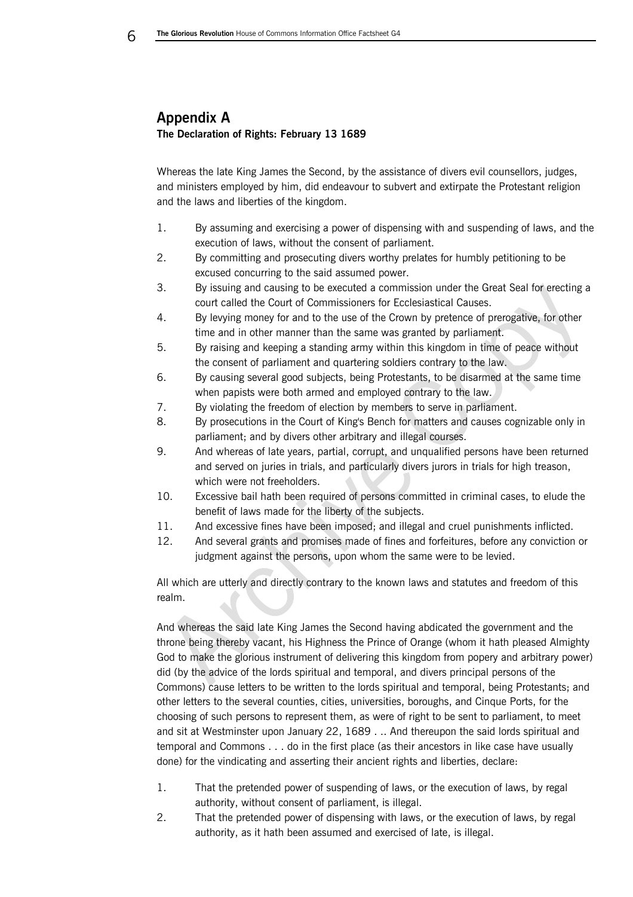## Appendix A

### The Declaration of Rights: February 13 1689

Whereas the late King James the Second, by the assistance of divers evil counsellors, judges, and ministers employed by him, did endeavour to subvert and extirpate the Protestant religion and the laws and liberties of the kingdom.

1. By assuming and exercising a power of dispensing with and suspending of laws, and the execution of laws, without the consent of parliament.
2. By committing and prosecuting divers worthy prelates for humbly petitioning to be excused concurring to the said assumed power.
3. By issuing and causing to be executed a commission under the Great Seal for erecting a court called the Court of Commissioners for Ecclesiastical Causes.
4. By levying money for and to the use of the Crown by pretence of prerogative, for other time and in other manner than the same was granted by parliament.
5. By raising and keeping a standing army within this kingdom in time of peace without the consent of parliament and quartering soldiers contrary to the law.
6. By causing several good subjects, being Protestants, to be disarmed at the same time when papists were both armed and employed contrary to the law.
7. By violating the freedom of election by members to serve in parliament.
8. By prosecutions in the Court of King's Bench for matters and causes cognizable only in parliament; and by divers other arbitrary and illegal courses.
9. And whereas of late years, partial, corrupt, and unqualified persons have been returned and served on juries in trials, and particularly divers jurors in trials for high treason, which were not freeholders.
10. Excessive bail hath been required of persons committed in criminal cases, to elude the benefit of laws made for the liberty of the subjects.
11. And excessive fines have been imposed; and illegal and cruel punishments inflicted.
12. And several grants and promises made of fines and forfeitures, before any conviction or judgment against the persons, upon whom the same were to be levied.

All which are utterly and directly contrary to the known laws and statutes and freedom of this realm.

And whereas the said late King James the Second having abdicated the government and the throne being thereby vacant, his Highness the Prince of Orange (whom it hath pleased Almighty God to make the glorious instrument of delivering this kingdom from popery and arbitrary power) did (by the advice of the lords spiritual and temporal, and divers principal persons of the Commons) cause letters to be written to the lords spiritual and temporal, being Protestants; and other letters to the several counties, cities, universities, boroughs, and Cinque Ports, for the choosing of such persons to represent them, as were of right to be sent to parliament, to meet and sit at Westminster upon January 22, 1689 . .. And thereupon the said lords spiritual and temporal and Commons . . . do in the first place (as their ancestors in like case have usually done) for the vindicating and asserting their ancient rights and liberties, declare:

1. That the pretended power of suspending of laws, or the execution of laws, by regal authority, without consent of parliament, is illegal.
2. That the pretended power of dispensing with laws, or the execution of laws, by regal authority, as it hath been assumed and exercised of late, is illegal.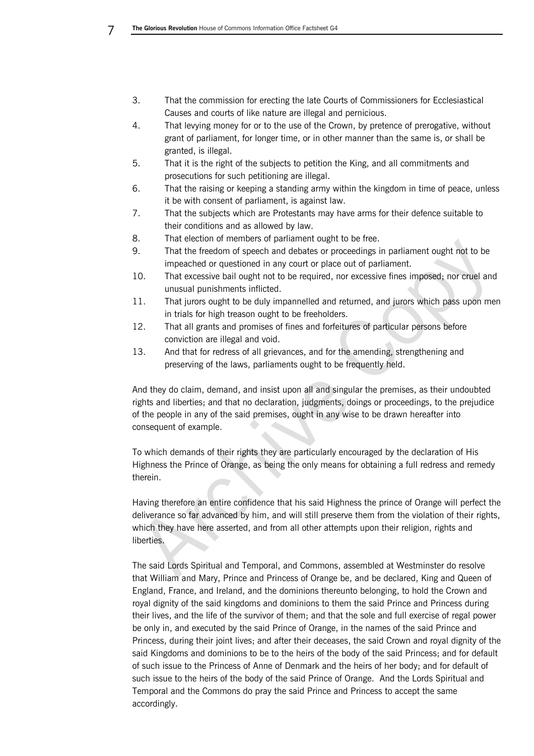3. That the commission for erecting the late Courts of Commissioners for Ecclesiastical Causes and courts of like nature are illegal and pernicious.
4. That levying money for or to the use of the Crown, by pretence of prerogative, without grant of parliament, for longer time, or in other manner than the same is, or shall be granted, is illegal.
5. That it is the right of the subjects to petition the King, and all commitments and prosecutions for such petitioning are illegal.
6. That the raising or keeping a standing army within the kingdom in time of peace, unless it be with consent of parliament, is against law.
7. That the subjects which are Protestants may have arms for their defence suitable to their conditions and as allowed by law.
8. That election of members of parliament ought to be free.
9. That the freedom of speech and debates or proceedings in parliament ought not to be impeached or questioned in any court or place out of parliament.
10. That excessive bail ought not to be required, nor excessive fines imposed; nor cruel and unusual punishments inflicted.
11. That jurors ought to be duly impannelled and returned, and jurors which pass upon men in trials for high treason ought to be freeholders.
12. That all grants and promises of fines and forfeitures of particular persons before conviction are illegal and void.
13. And that for redress of all grievances, and for the amending, strengthening and preserving of the laws, parliaments ought to be frequently held.

And they do claim, demand, and insist upon all and singular the premises, as their undoubted rights and liberties; and that no declaration, judgments, doings or proceedings, to the prejudice of the people in any of the said premises, ought in any wise to be drawn hereafter into consequent of example.

To which demands of their rights they are particularly encouraged by the declaration of His Highness the Prince of Orange, as being the only means for obtaining a full redress and remedy therein.

Having therefore an entire confidence that his said Highness the prince of Orange will perfect the deliverance so far advanced by him, and will still preserve them from the violation of their rights, which they have here asserted, and from all other attempts upon their religion, rights and liberties.

The said Lords Spiritual and Temporal, and Commons, assembled at Westminster do resolve that William and Mary, Prince and Princess of Orange be, and be declared, King and Queen of England, France, and Ireland, and the dominions thereunto belonging, to hold the Crown and royal dignity of the said kingdoms and dominions to them the said Prince and Princess during their lives, and the life of the survivor of them; and that the sole and full exercise of regal power be only in, and executed by the said Prince of Orange, in the names of the said Prince and Princess, during their joint lives; and after their deceases, the said Crown and royal dignity of the said Kingdoms and dominions to be to the heirs of the body of the said Princess; and for default of such issue to the Princess of Anne of Denmark and the heirs of her body; and for default of such issue to the heirs of the body of the said Prince of Orange. And the Lords Spiritual and Temporal and the Commons do pray the said Prince and Princess to accept the same accordingly.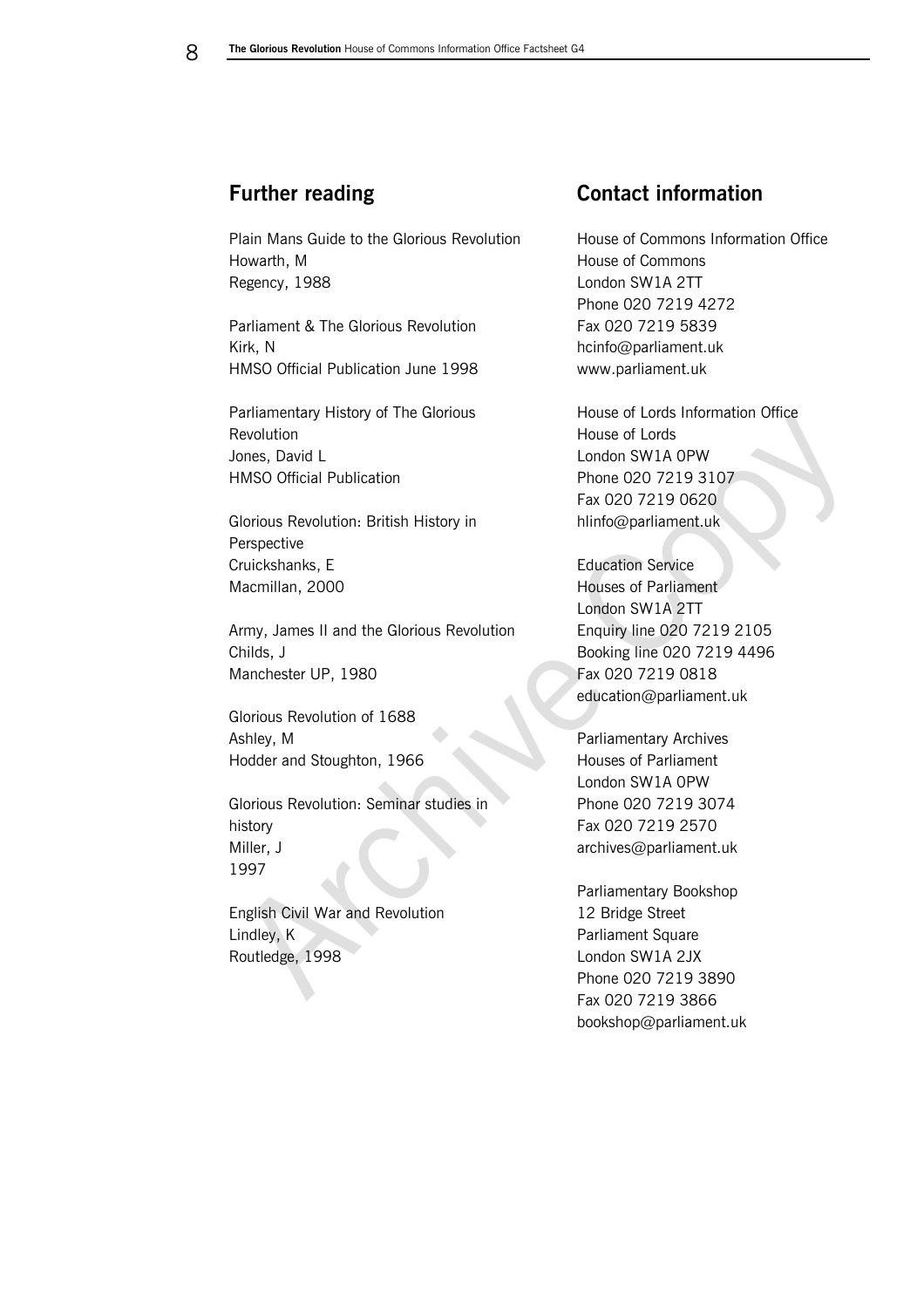## Further reading

Plain Mans Guide to the Glorious Revolution
Howarth, M
Regency, 1988

Parliament & The Glorious Revolution
Kirk, N
HMSO Official Publication June 1998

Parliamentary History of The Glorious Revolution
Jones, David L
HMSO Official Publication

Glorious Revolution: British History in Perspective
Cruickshanks, E
Macmillan, 2000

Army, James II and the Glorious Revolution
Childs, J
Manchester UP, 1980

Glorious Revolution of 1688
Ashley, M
Hodder and Stoughton, 1966

Glorious Revolution: Seminar studies in history
Miller, J
1997

English Civil War and Revolution
Lindley, K
Routledge, 1998

## Contact information

House of Commons Information Office
House of Commons
London SW1A 2TT
Phone 020 7219 4272
Fax 020 7219 5839
hcinfo@parliament.uk
www.parliament.uk

House of Lords Information Office
House of Lords
London SW1A 0PW
Phone 020 7219 3107
Fax 020 7219 0620
hlinfo@parliament.uk

Education Service
Houses of Parliament
London SW1A 2TT
Enquiry line 020 7219 2105
Booking line 020 7219 4496
Fax 020 7219 0818
education@parliament.uk

Parliamentary Archives
Houses of Parliament
London SW1A 0PW
Phone 020 7219 3074
Fax 020 7219 2570
archives@parliament.uk

Parliamentary Bookshop
12 Bridge Street
Parliament Square
London SW1A 2JX
Phone 020 7219 3890
Fax 020 7219 3866
bookshop@parliament.uk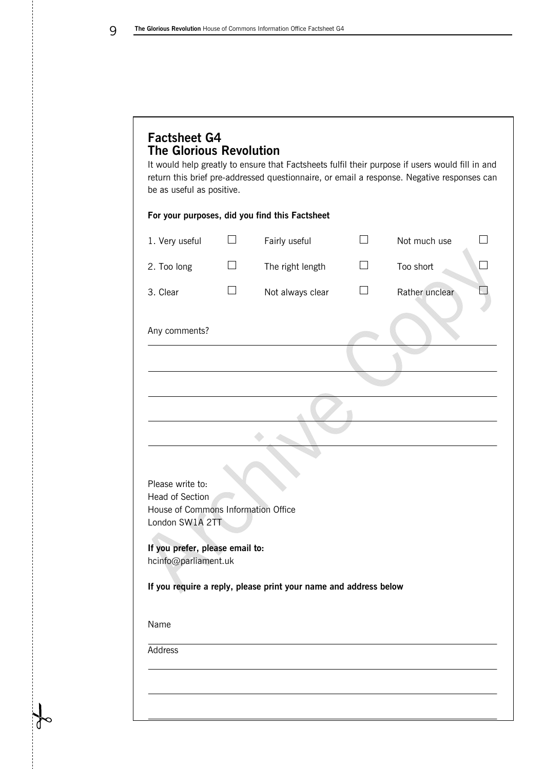## Factsheet G4
## The Glorious Revolution

It would help greatly to ensure that Factsheets fulfil their purpose if users would fill in and return this brief pre-addressed questionnaire, or email a response. Negative responses can be as useful as positive.

**For your purposes, did you find this Factsheet**

| | | | | | |
|---|---|---|---|---|---|
| 1. Very useful | ☐ | Fairly useful | ☐ | Not much use | ☐ |
| 2. Too long | ☐ | The right length | ☐ | Too short | ☐ |
| 3. Clear | ☐ | Not always clear | ☐ | Rather unclear | ☐ |

Any comments?

Please write to:
Head of Section
House of Commons Information Office
London SW1A 2TT

**If you prefer, please email to:**
hcinfo@parliament.uk

**If you require a reply, please print your name and address below**

Name

Address